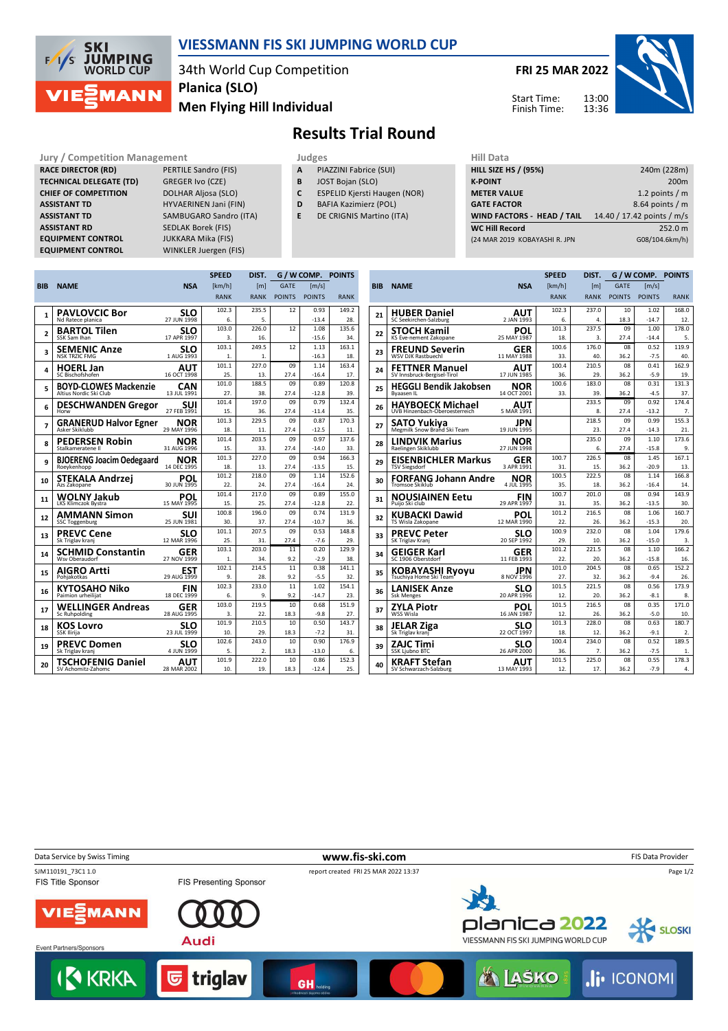# VIESSMANN FIS SKI JUMPING WORLD CUP

34th World Cup Competition
**Planica (SLO)**
**Men Flying Hill Individual**

**FRI 25 MAR 2022**

Start Time: 13:00
Finish Time: 13:36

## Results Trial Round

### Jury / Competition Management

| | |
|---|---|
| RACE DIRECTOR (RD) | PERTILE Sandro (FIS) |
| TECHNICAL DELEGATE (TD) | GREGER Ivo (CZE) |
| CHIEF OF COMPETITION | DOLHAR Aljosa (SLO) |
| ASSISTANT TD | HYVAERINEN Jani (FIN) |
| ASSISTANT TD | SAMBUGARO Sandro (ITA) |
| ASSISTANT RD | SEDLAK Borek (FIS) |
| EQUIPMENT CONTROL | JUKKARA Mika (FIS) |
| EQUIPMENT CONTROL | WINKLER Juergen (FIS) |

### Judges

| | |
|---|---|
| A | PIAZZINI Fabrice (SUI) |
| B | JOST Bojan (SLO) |
| C | ESPELID Kjersti Haugen (NOR) |
| D | BAFIA Kazimierz (POL) |
| E | DE CRIGNIS Martino (ITA) |

### Hill Data

| | |
|---|---|
| HILL SIZE HS / (95%) | 240m (228m) |
| K-POINT | 200m |
| METER VALUE | 1.2 points / m |
| GATE FACTOR | 8.64 points / m |
| WIND FACTORS - HEAD / TAIL | 14.40 / 17.42 points / m/s |
| WC Hill Record | 252.0 m |
| (24 MAR 2019 KOBAYASHI R. JPN | G08/104.6km/h) |

| BIB | NAME | NSA | SPEED [km/h] | SPEED RANK | DIST. [m] | DIST. RANK | GATE | GATE POINTS | WIND [m/s] | WIND POINTS | POINTS | RANK |
|---|---|---|---|---|---|---|---|---|---|---|---|---|
| 1 | PAVLOVCIC Bor<br>Nd Ratece planica | SLO<br>27 JUN 1998 | 102.3 | 6. | 235.5 | 5. | 12 | | 0.93 | -13.4 | 149.2 | 28. |
| 2 | BARTOL Tilen<br>SSK Sam Ihan | SLO<br>17 APR 1997 | 103.0 | 3. | 226.0 | 16. | 12 | | 1.08 | -15.6 | 135.6 | 34. |
| 3 | SEMENIC Anze<br>NSK TRZIC FMG | SLO<br>1 AUG 1993 | 103.1 | 1. | 249.5 | 1. | 12 | | 1.13 | -16.3 | 163.1 | 18. |
| 4 | HOERL Jan<br>SC Bischofshofen | AUT<br>16 OCT 1998 | 101.1 | 25. | 227.0 | 13. | 09 | 27.4 | 1.14 | -16.4 | 163.4 | 17. |
| 5 | BOYD-CLOWES Mackenzie<br>Altius Nordic Ski Club | CAN<br>13 JUL 1991 | 101.0 | 27. | 188.5 | 38. | 09 | 27.4 | 0.89 | -12.8 | 120.8 | 39. |
| 6 | DESCHWANDEN Gregor<br>Horw | SUI<br>27 FEB 1991 | 101.4 | 15. | 197.0 | 36. | 09 | 27.4 | 0.79 | -11.4 | 132.4 | 35. |
| 7 | GRANERUD Halvor Egner<br>Asker Skiklubb | NOR<br>29 MAY 1996 | 101.3 | 18. | 229.5 | 11. | 09 | 27.4 | 0.87 | -12.5 | 170.3 | 11. |
| 8 | PEDERSEN Robin<br>Stalkameratene Il | NOR<br>31 AUG 1996 | 101.4 | 15. | 203.5 | 33. | 09 | 27.4 | 0.97 | -14.0 | 137.6 | 33. |
| 9 | BJOERENG Joacim Oedegaard<br>Roeykenhopp | NOR<br>14 DEC 1995 | 101.3 | 18. | 227.0 | 13. | 09 | 27.4 | 0.94 | -13.5 | 166.3 | 15. |
| 10 | STEKALA Andrzej<br>Azs Zakopane | POL<br>30 JUN 1995 | 101.2 | 22. | 218.0 | 24. | 09 | 27.4 | 1.14 | -16.4 | 152.6 | 24. |
| 11 | WOLNY Jakub<br>LKS Klimczok Bystra | POL<br>15 MAY 1995 | 101.4 | 15. | 217.0 | 25. | 09 | 27.4 | 0.89 | -12.8 | 155.0 | 22. |
| 12 | AMMANN Simon<br>SSC Toggenburg | SUI<br>25 JUN 1981 | 100.8 | 30. | 196.0 | 37. | 09 | 27.4 | 0.74 | -10.7 | 131.9 | 36. |
| 13 | PREVC Cene<br>Sk Triglav kranj | SLO<br>12 MAR 1996 | 101.1 | 25. | 207.5 | 31. | 09 | 27.4 | 0.53 | -7.6 | 148.8 | 29. |
| 14 | SCHMID Constantin<br>Wsv Oberaudorf | GER<br>27 NOV 1999 | 103.1 | 1. | 203.0 | 34. | 11 | 9.2 | 0.20 | -2.9 | 129.9 | 38. |
| 15 | AIGRO Artti<br>Pohjakotkas | EST<br>29 AUG 1999 | 102.1 | 9. | 214.5 | 28. | 11 | 9.2 | 0.38 | -5.5 | 141.1 | 32. |
| 16 | KYTOSAHO Niko<br>Paimion urheilijat | FIN<br>18 DEC 1999 | 102.3 | 6. | 233.0 | 9. | 11 | 9.2 | 1.02 | -14.7 | 154.1 | 23. |
| 17 | WELLINGER Andreas<br>Sc Ruhpolding | GER<br>28 AUG 1995 | 103.0 | 3. | 219.5 | 22. | 10 | 18.3 | 0.68 | -9.8 | 151.9 | 27. |
| 18 | KOS Lovro<br>SSK Ilirija | SLO<br>23 JUL 1999 | 101.9 | 10. | 210.5 | 29. | 10 | 18.3 | 0.50 | -7.2 | 143.7 | 31. |
| 19 | PREVC Domen<br>Sk Triglav kranj | SLO<br>4 JUN 1999 | 102.6 | 5. | 243.0 | 2. | 10 | 18.3 | 0.90 | -13.0 | 176.9 | 6. |
| 20 | TSCHOFENIG Daniel<br>SV Achomitz-Zahomc | AUT<br>28 MAR 2002 | 101.9 | 10. | 222.0 | 19. | 10 | 18.3 | 0.86 | -12.4 | 152.3 | 25. |
| 21 | HUBER Daniel<br>SC Seekirchen-Salzburg | AUT<br>2 JAN 1993 | 102.3 | 6. | 237.0 | 4. | 10 | 18.3 | 1.02 | -14.7 | 168.0 | 12. |
| 22 | STOCH Kamil<br>KS Eve-nement Zakopane | POL<br>25 MAY 1987 | 101.3 | 18. | 237.5 | 3. | 09 | 27.4 | 1.00 | -14.4 | 178.0 | 5. |
| 23 | FREUND Severin<br>WSV DJK Rastbuechl | GER<br>11 MAY 1988 | 100.6 | 33. | 176.0 | 40. | 08 | 36.2 | 0.52 | -7.5 | 119.9 | 40. |
| 24 | FETTNER Manuel<br>SV Innsbruck-Bergisel-Tirol | AUT<br>17 JUN 1985 | 100.4 | 36. | 210.5 | 29. | 08 | 36.2 | 0.41 | -5.9 | 162.9 | 19. |
| 25 | HEGGLI Bendik Jakobsen<br>Byaasen IL | NOR<br>14 OCT 2001 | 100.6 | 33. | 183.0 | 39. | 08 | 36.2 | 0.31 | -4.5 | 131.3 | 37. |
| 26 | HAYBOECK Michael<br>UVB Hinzenbach-Oberoesterreich | AUT<br>5 MAR 1991 | | | 233.5 | 8. | 09 | 27.4 | 0.92 | -13.2 | 174.4 | 7. |
| 27 | SATO Yukiya<br>Megmilk Snow Brand Ski Team | JPN<br>19 JUN 1995 | | | 218.5 | 23. | 09 | 27.4 | 0.99 | -14.3 | 155.3 | 21. |
| 28 | LINDVIK Marius<br>Raelingen Skiklubb | NOR<br>27 JUN 1998 | | | 235.0 | 6. | 09 | 27.4 | 1.10 | -15.8 | 173.6 | 9. |
| 29 | EISENBICHLER Markus<br>TSV Siegsdorf | GER<br>3 APR 1991 | 100.7 | 31. | 226.5 | 15. | 08 | 36.2 | 1.45 | -20.9 | 167.1 | 13. |
| 30 | FORFANG Johann Andre<br>Tromsoe Skiklub | NOR<br>4 JUL 1995 | 100.5 | 35. | 222.5 | 18. | 08 | 36.2 | 1.14 | -16.4 | 166.8 | 14. |
| 31 | NOUSIAINEN Eetu<br>Puijo Ski club | FIN<br>29 APR 1997 | 100.7 | 31. | 201.0 | 35. | 08 | 36.2 | 0.94 | -13.5 | 143.9 | 30. |
| 32 | KUBACKI Dawid<br>TS Wisla Zakopane | POL<br>12 MAR 1990 | 101.2 | 22. | 216.5 | 26. | 08 | 36.2 | 1.06 | -15.3 | 160.7 | 20. |
| 33 | PREVC Peter<br>SK Triglav Kranj | SLO<br>20 SEP 1992 | 100.9 | 29. | 232.0 | 10. | 08 | 36.2 | 1.04 | -15.0 | 179.6 | 3. |
| 34 | GEIGER Karl<br>SC 1906 Oberstdorf | GER<br>11 FEB 1993 | 101.2 | 22. | 221.5 | 20. | 08 | 36.2 | 1.10 | -15.8 | 166.2 | 16. |
| 35 | KOBAYASHI Ryoyu<br>Tsuchiya Home Ski Team | JPN<br>8 NOV 1996 | 101.0 | 27. | 204.5 | 32. | 08 | 36.2 | 0.65 | -9.4 | 152.2 | 26. |
| 36 | LANISEK Anze<br>Ssk Menges | SLO<br>20 APR 1996 | 101.5 | 12. | 221.5 | 20. | 08 | 36.2 | 0.56 | -8.1 | 173.9 | 8. |
| 37 | ZYLA Piotr<br>WSS Wisla | POL<br>16 JAN 1987 | 101.5 | 12. | 216.5 | 26. | 08 | 36.2 | 0.35 | -5.0 | 171.0 | 10. |
| 38 | JELAR Ziga<br>Sk Triglav kranj | SLO<br>22 OCT 1997 | 101.3 | 18. | 228.0 | 12. | 08 | 36.2 | 0.63 | -9.1 | 180.7 | 2. |
| 39 | ZAJC Timi<br>SSK Ljubno BTC | SLO<br>26 APR 2000 | 100.4 | 36. | 234.0 | 7. | 08 | 36.2 | 0.52 | -7.5 | 189.5 | 1. |
| 40 | KRAFT Stefan<br>SV Schwarzach-Salzburg | AUT<br>13 MAY 1993 | 101.5 | 12. | 225.0 | 17. | 08 | 36.2 | 0.55 | -7.9 | 178.3 | 4. |

Data Service by Swiss Timing — www.fis-ski.com — FIS Data Provider

SJM110191_73C1 1.0 — report created FRI 25 MAR 2022 13:37

FIS Title Sponsor: VIESSMANN — FIS Presenting Sponsor: Audi

Event Partners/Sponsors: KRKA, triglav, GH holding, Mastercard, LAŠKO, ICONOMI, planica 2022 VIESSMANN FIS SKI JUMPING WORLD CUP, SLOSKI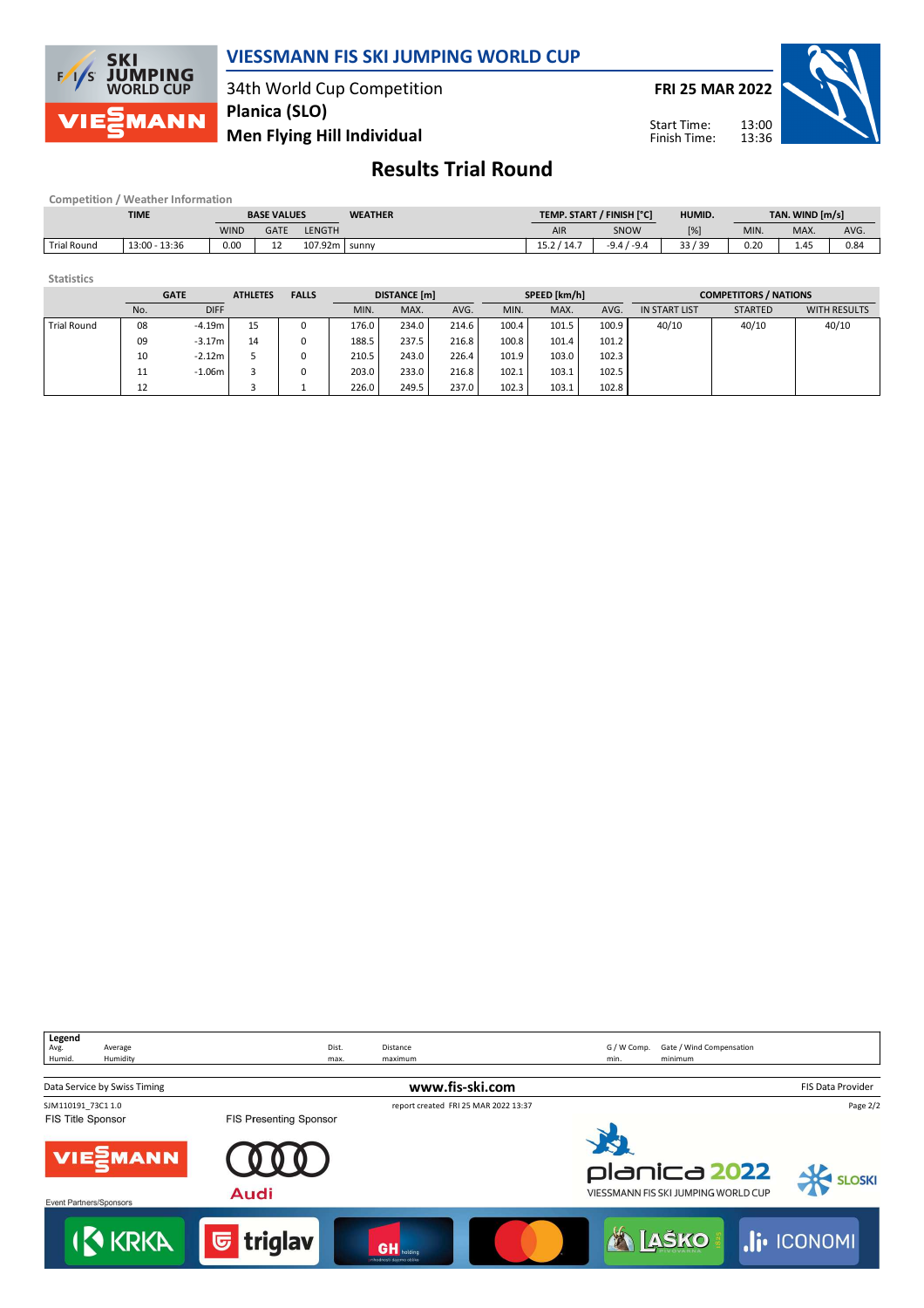# VIESSMANN FIS SKI JUMPING WORLD CUP

34th World Cup Competition
**Planica (SLO)**
**Men Flying Hill Individual**

**FRI 25 MAR 2022**

Start Time: 13:00
Finish Time: 13:36

## Results Trial Round

Competition / Weather Information

| | TIME | BASE VALUES | | | WEATHER | TEMP. START / FINISH [°C] | | HUMID. | TAN. WIND [m/s] | | |
|---|---|---|---|---|---|---|---|---|---|---|---|
| | | WIND | GATE | LENGTH | | AIR | SNOW | [%] | MIN. | MAX. | AVG. |
| Trial Round | 13:00 - 13:36 | 0.00 | 12 | 107.92m | sunny | 15.2 / 14.7 | -9.4 / -9.4 | 33 / 39 | 0.20 | 1.45 | 0.84 |

Statistics

| | GATE | | ATHLETES | FALLS | DISTANCE [m] | | | SPEED [km/h] | | | COMPETITORS / NATIONS | | |
|---|---|---|---|---|---|---|---|---|---|---|---|---|---|
| | No. | DIFF | | | MIN. | MAX. | AVG. | MIN. | MAX. | AVG. | IN START LIST | STARTED | WITH RESULTS |
| Trial Round | 08 | -4.19m | 15 | 0 | 176.0 | 234.0 | 214.6 | 100.4 | 101.5 | 100.9 | 40/10 | 40/10 | 40/10 |
| | 09 | -3.17m | 14 | 0 | 188.5 | 237.5 | 216.8 | 100.8 | 101.4 | 101.2 | | | |
| | 10 | -2.12m | 5 | 0 | 210.5 | 243.0 | 226.4 | 101.9 | 103.0 | 102.3 | | | |
| | 11 | -1.06m | 3 | 0 | 203.0 | 233.0 | 216.8 | 102.1 | 103.1 | 102.5 | | | |
| | 12 | | 3 | 1 | 226.0 | 249.5 | 237.0 | 102.3 | 103.1 | 102.8 | | | |

**Legend**

| | | | | | |
|---|---|---|---|---|---|
| Avg. | Average | Dist. | Distance | G / W Comp. | Gate / Wind Compensation |
| Humid. | Humidity | max. | maximum | min. | minimum |

Data Service by Swiss Timing — www.fis-ski.com — FIS Data Provider

SJM110191_73C1 1.0 — report created FRI 25 MAR 2022 13:37

FIS Title Sponsor: VIESSMANN — FIS Presenting Sponsor: Audi

planica 2022 — VIESSMANN FIS SKI JUMPING WORLD CUP — SLOSKI

Event Partners/Sponsors: KRKA, triglav, GH holding, LAŠKO, ICONOMI